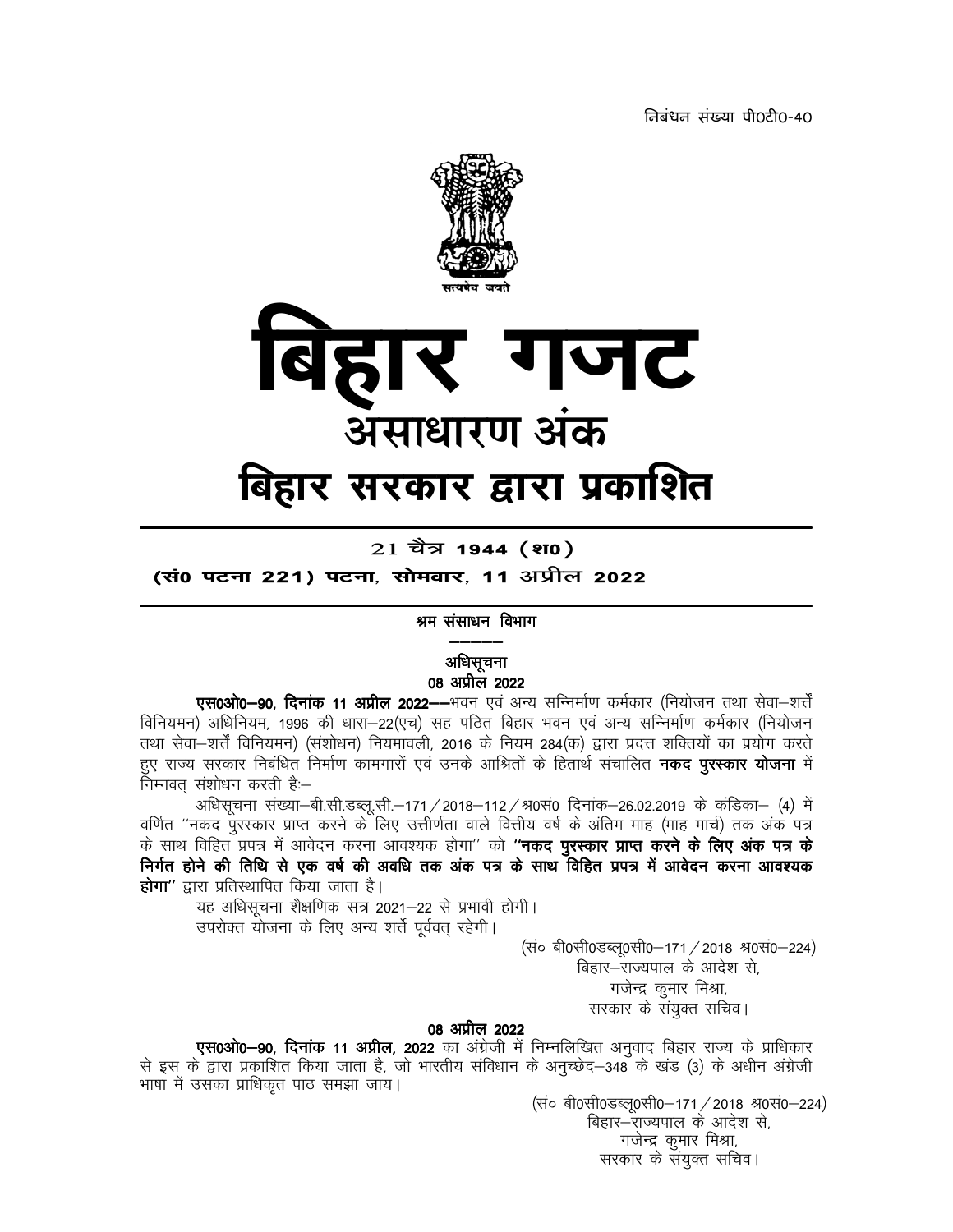निबंधन संख्या पी0टी0-40

# बिहार गजट

## असाधारण अंक

## बिहार सरकार द्वारा प्रकाशित

**21 चैत्र 1944 (श0)**

**(सं0 पटना 221) पटना, सोमवार, 11 अप्रील 2022**

---

### श्रम संसाधन विभाग

---

#### अधिसूचना

**08 अप्रील 2022**

**एस0ओ0–90, दिनांक 11 अप्रील 2022**––भवन एवं अन्य सन्निर्माण कर्मकार (नियोजन तथा सेवा–शर्तें विनियमन) अधिनियम, 1996 की धारा–22(एच) सह पठित बिहार भवन एवं अन्य सन्निर्माण कर्मकार (नियोजन तथा सेवा–शर्तें विनियमन) (संशोधन) नियमावली, 2016 के नियम 284(क) द्वारा प्रदत्त शक्तियों का प्रयोग करते हुए राज्य सरकार निबंधित निर्माण कामगारों एवं उनके आश्रितों के हितार्थ संचालित **नकद पुरस्कार योजना** में निम्नवत् संशोधन करती है:–

अधिसूचना संख्या–बी.सी.डब्लू.सी.–171/2018–112/श्र0सं0 दिनांक–26.02.2019 के कंडिका– (4) में वर्णित ''नकद पुरस्कार प्राप्त करने के लिए उत्तीर्णता वाले वित्तीय वर्ष के अंतिम माह (माह मार्च) तक अंक पत्र के साथ विहित प्रपत्र में आवेदन करना आवश्यक होगा'' को **''नकद पुरस्कार प्राप्त करने के लिए अंक पत्र के निर्गत होने की तिथि से एक वर्ष की अवधि तक अंक पत्र के साथ विहित प्रपत्र में आवेदन करना आवश्यक होगा''** द्वारा प्रतिस्थापित किया जाता है।

यह अधिसूचना शैक्षणिक सत्र 2021–22 से प्रभावी होगी।

उपरोक्त योजना के लिए अन्य शर्तें पूर्ववत् रहेगी।

(सं० बी0सी0डब्लू0सी0–171/2018 श्र0सं0–224)
बिहार–राज्यपाल के आदेश से,
गजेन्द्र कुमार मिश्रा,
सरकार के संयुक्त सचिव।

**08 अप्रील 2022**

**एस0ओ0–90, दिनांक 11 अप्रील, 2022** का अंग्रेजी में निम्नलिखित अनुवाद बिहार राज्य के प्राधिकार से इस के द्वारा प्रकाशित किया जाता है, जो भारतीय संविधान के अनुच्छेद–348 के खंड (3) के अधीन अंग्रेजी भाषा में उसका प्राधिकृत पाठ समझा जाय।

(सं० बी0सी0डब्लू0सी0–171/2018 श्र0सं0–224)
बिहार–राज्यपाल के आदेश से,
गजेन्द्र कुमार मिश्रा,
सरकार के संयुक्त सचिव।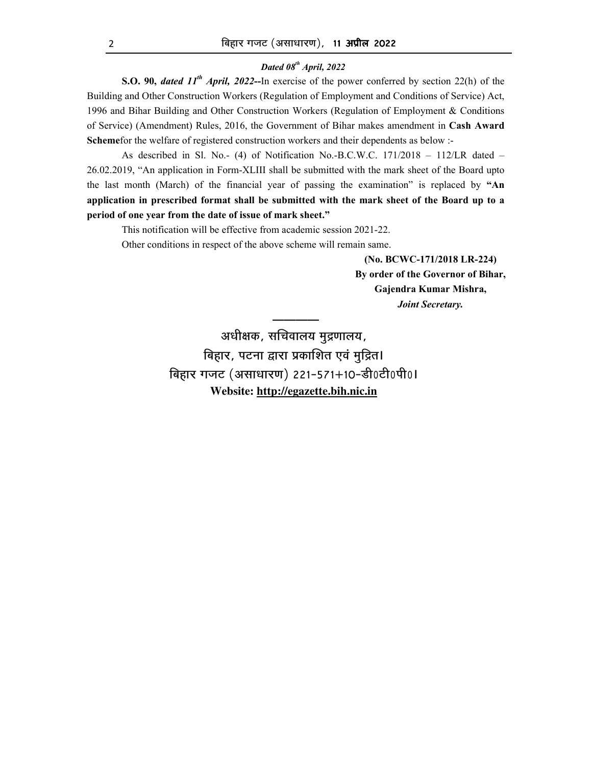*Dated 08th April, 2022*

**S.O. 90,** ***dated 11th April, 2022*****--**In exercise of the power conferred by section 22(h) of the Building and Other Construction Workers (Regulation of Employment and Conditions of Service) Act, 1996 and Bihar Building and Other Construction Workers (Regulation of Employment & Conditions of Service) (Amendment) Rules, 2016, the Government of Bihar makes amendment in **Cash Award Scheme**for the welfare of registered construction workers and their dependents as below :-

As described in Sl. No.- (4) of Notification No.-B.C.W.C. 171/2018 – 112/LR dated – 26.02.2019, "An application in Form-XLIII shall be submitted with the mark sheet of the Board upto the last month (March) of the financial year of passing the examination" is replaced by **"An application in prescribed format shall be submitted with the mark sheet of the Board up to a period of one year from the date of issue of mark sheet."**

This notification will be effective from academic session 2021-22.

Other conditions in respect of the above scheme will remain same.

**(No. BCWC-171/2018 LR-224)**
**By order of the Governor of Bihar,**
**Gajendra Kumar Mishra,**
***Joint Secretary.***

---

अधीक्षक, सचिवालय मुद्रणालय,
बिहार, पटना द्वारा प्रकाशित एवं मुद्रित।
बिहार गजट (असाधारण) 221-571+10-डी0टी0पी0।
**Website: http://egazette.bih.nic.in**